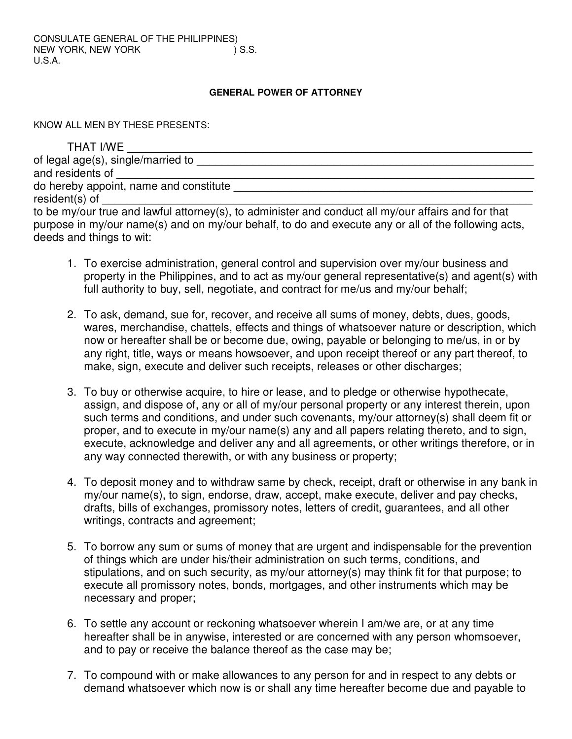CONSULATE GENERAL OF THE PHILIPPINES)
NEW YORK, NEW YORK ) S.S.
U.S.A.

**GENERAL POWER OF ATTORNEY**

KNOW ALL MEN BY THESE PRESENTS:

THAT I/WE ______________________________________________________________
of legal age(s), single/married to ______________________________________________________
and residents of ____________________________________________________________________
do hereby appoint, name and constitute ________________________________________________
resident(s) of ______________________________________________________________________
to be my/our true and lawful attorney(s), to administer and conduct all my/our affairs and for that purpose in my/our name(s) and on my/our behalf, to do and execute any or all of the following acts, deeds and things to wit:

1. To exercise administration, general control and supervision over my/our business and property in the Philippines, and to act as my/our general representative(s) and agent(s) with full authority to buy, sell, negotiate, and contract for me/us and my/our behalf;

2. To ask, demand, sue for, recover, and receive all sums of money, debts, dues, goods, wares, merchandise, chattels, effects and things of whatsoever nature or description, which now or hereafter shall be or become due, owing, payable or belonging to me/us, in or by any right, title, ways or means howsoever, and upon receipt thereof or any part thereof, to make, sign, execute and deliver such receipts, releases or other discharges;

3. To buy or otherwise acquire, to hire or lease, and to pledge or otherwise hypothecate, assign, and dispose of, any or all of my/our personal property or any interest therein, upon such terms and conditions, and under such covenants, my/our attorney(s) shall deem fit or proper, and to execute in my/our name(s) any and all papers relating thereto, and to sign, execute, acknowledge and deliver any and all agreements, or other writings therefore, or in any way connected therewith, or with any business or property;

4. To deposit money and to withdraw same by check, receipt, draft or otherwise in any bank in my/our name(s), to sign, endorse, draw, accept, make execute, deliver and pay checks, drafts, bills of exchanges, promissory notes, letters of credit, guarantees, and all other writings, contracts and agreement;

5. To borrow any sum or sums of money that are urgent and indispensable for the prevention of things which are under his/their administration on such terms, conditions, and stipulations, and on such security, as my/our attorney(s) may think fit for that purpose; to execute all promissory notes, bonds, mortgages, and other instruments which may be necessary and proper;

6. To settle any account or reckoning whatsoever wherein I am/we are, or at any time hereafter shall be in anywise, interested or are concerned with any person whomsoever, and to pay or receive the balance thereof as the case may be;

7. To compound with or make allowances to any person for and in respect to any debts or demand whatsoever which now is or shall any time hereafter become due and payable to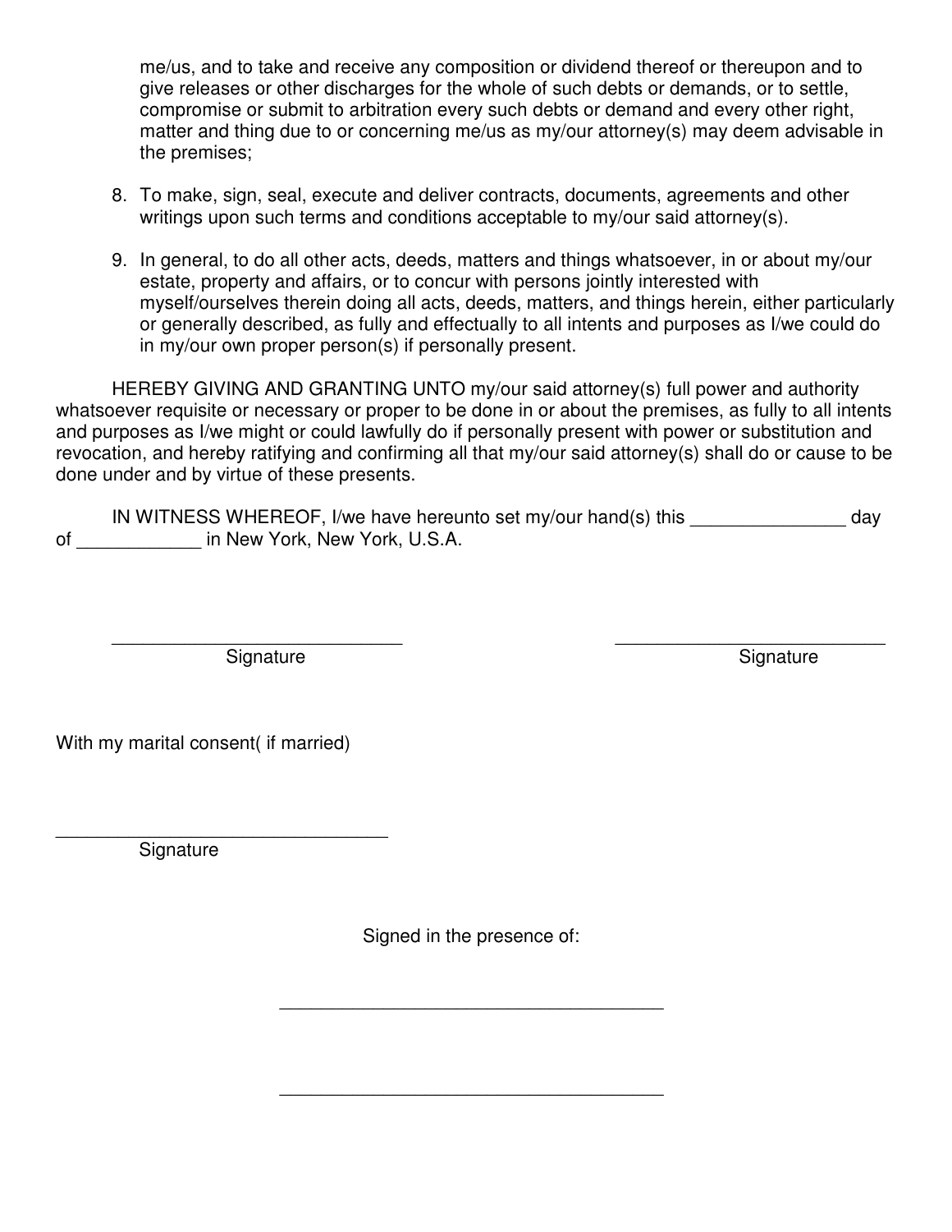me/us, and to take and receive any composition or dividend thereof or thereupon and to give releases or other discharges for the whole of such debts or demands, or to settle, compromise or submit to arbitration every such debts or demand and every other right, matter and thing due to or concerning me/us as my/our attorney(s) may deem advisable in the premises;

8. To make, sign, seal, execute and deliver contracts, documents, agreements and other writings upon such terms and conditions acceptable to my/our said attorney(s).

9. In general, to do all other acts, deeds, matters and things whatsoever, in or about my/our estate, property and affairs, or to concur with persons jointly interested with myself/ourselves therein doing all acts, deeds, matters, and things herein, either particularly or generally described, as fully and effectually to all intents and purposes as I/we could do in my/our own proper person(s) if personally present.

HEREBY GIVING AND GRANTING UNTO my/our said attorney(s) full power and authority whatsoever requisite or necessary or proper to be done in or about the premises, as fully to all intents and purposes as I/we might or could lawfully do if personally present with power or substitution and revocation, and hereby ratifying and confirming all that my/our said attorney(s) shall do or cause to be done under and by virtue of these presents.

IN WITNESS WHEREOF, I/we have hereunto set my/our hand(s) this _______________ day of ____________ in New York, New York, U.S.A.

_____________________________
Signature

_____________________________
Signature

With my marital consent( if married)

_________________________________
Signature

Signed in the presence of:

______________________________________

______________________________________